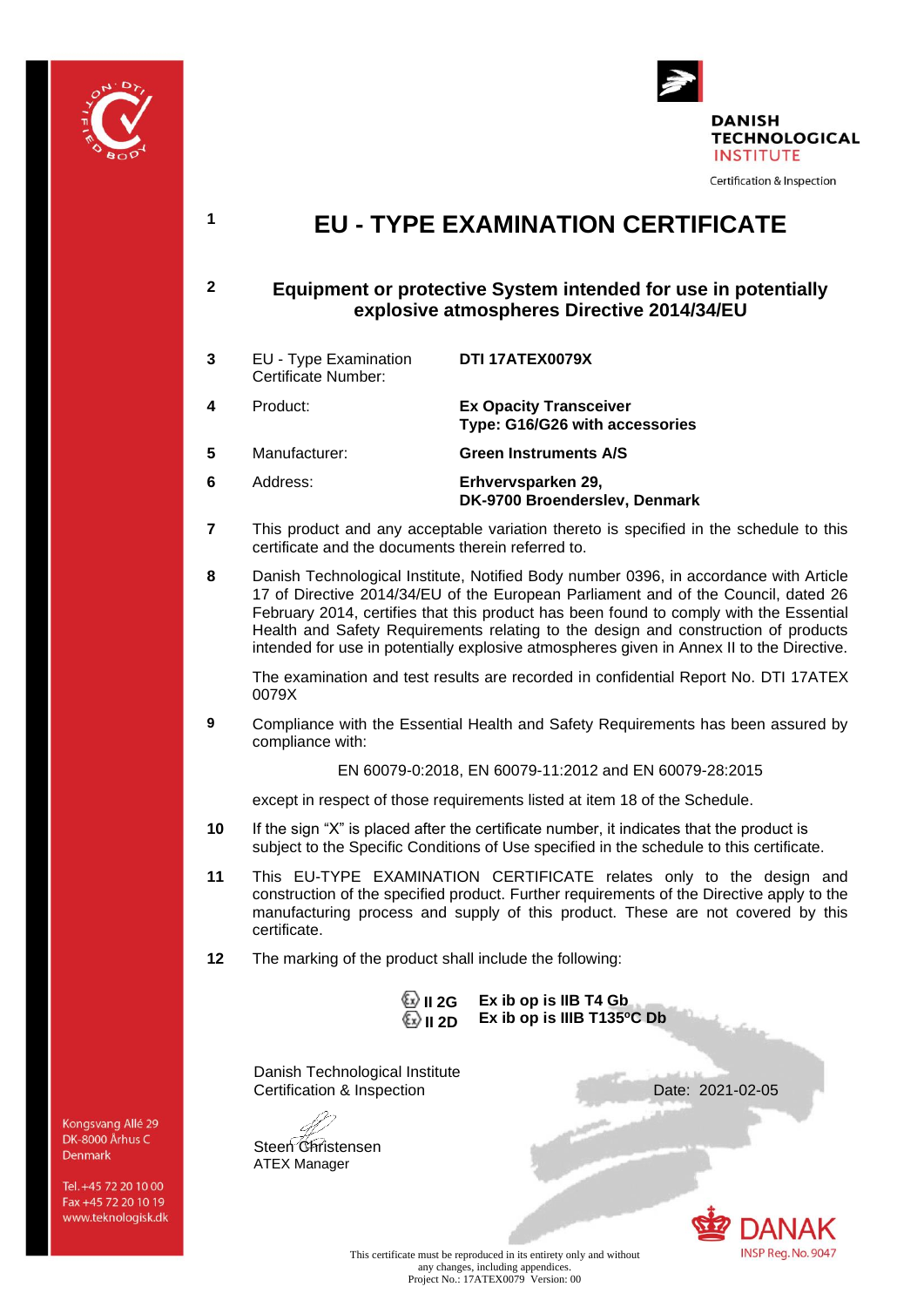DANISH TECHNOLOGICAL INSTITUTE

Certification & Inspection

# 1 EU - TYPE EXAMINATION CERTIFICATE

## 2 Equipment or protective System intended for use in potentially explosive atmospheres Directive 2014/34/EU

| | | |
|---|---|---|
| 3 | EU - Type Examination Certificate Number: | **DTI 17ATEX0079X** |
| 4 | Product: | **Ex Opacity Transceiver Type: G16/G26 with accessories** |
| 5 | Manufacturer: | **Green Instruments A/S** |
| 6 | Address: | **Erhvervsparken 29, DK-9700 Broenderslev, Denmark** |

**7** This product and any acceptable variation thereto is specified in the schedule to this certificate and the documents therein referred to.

**8** Danish Technological Institute, Notified Body number 0396, in accordance with Article 17 of Directive 2014/34/EU of the European Parliament and of the Council, dated 26 February 2014, certifies that this product has been found to comply with the Essential Health and Safety Requirements relating to the design and construction of products intended for use in potentially explosive atmospheres given in Annex II to the Directive.

The examination and test results are recorded in confidential Report No. DTI 17ATEX 0079X

**9** Compliance with the Essential Health and Safety Requirements has been assured by compliance with:

EN 60079-0:2018, EN 60079-11:2012 and EN 60079-28:2015

except in respect of those requirements listed at item 18 of the Schedule.

**10** If the sign “X” is placed after the certificate number, it indicates that the product is subject to the Specific Conditions of Use specified in the schedule to this certificate.

**11** This EU-TYPE EXAMINATION CERTIFICATE relates only to the design and construction of the specified product. Further requirements of the Directive apply to the manufacturing process and supply of this product. These are not covered by this certificate.

**12** The marking of the product shall include the following:

**Ex II 2G** **Ex ib op is IIB T4 Gb**
**Ex II 2D** **Ex ib op is IIIB T135ºC Db**

Danish Technological Institute
Certification & Inspection

Date: 2021-02-05

Steen Christensen
ATEX Manager

Kongsvang Allé 29
DK-8000 Århus C
Denmark

Tel. +45 72 20 10 00
Fax +45 72 20 10 19
www.teknologisk.dk

DANAK INSP Reg. No. 9047

This certificate must be reproduced in its entirety only and without any changes, including appendices.
Project No.: 17ATEX0079 Version: 00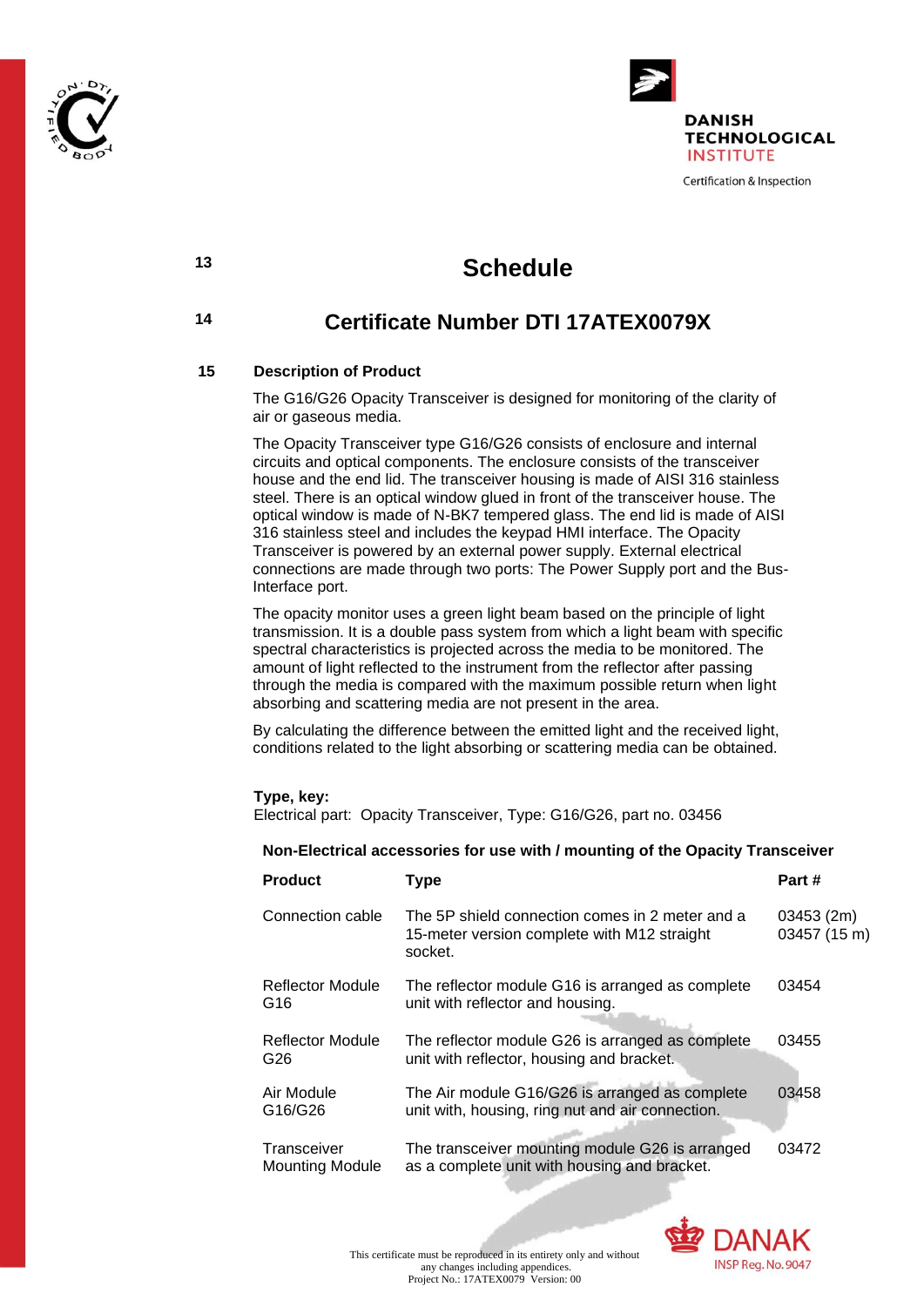**13**

# Schedule

**14**

## Certificate Number DTI 17ATEX0079X

**15** **Description of Product**

The G16/G26 Opacity Transceiver is designed for monitoring of the clarity of air or gaseous media.

The Opacity Transceiver type G16/G26 consists of enclosure and internal circuits and optical components. The enclosure consists of the transceiver house and the end lid. The transceiver housing is made of AISI 316 stainless steel. There is an optical window glued in front of the transceiver house. The optical window is made of N-BK7 tempered glass. The end lid is made of AISI 316 stainless steel and includes the keypad HMI interface. The Opacity Transceiver is powered by an external power supply. External electrical connections are made through two ports: The Power Supply port and the Bus-Interface port.

The opacity monitor uses a green light beam based on the principle of light transmission. It is a double pass system from which a light beam with specific spectral characteristics is projected across the media to be monitored. The amount of light reflected to the instrument from the reflector after passing through the media is compared with the maximum possible return when light absorbing and scattering media are not present in the area.

By calculating the difference between the emitted light and the received light, conditions related to the light absorbing or scattering media can be obtained.

**Type, key:**
Electrical part: Opacity Transceiver, Type: G16/G26, part no. 03456

**Non-Electrical accessories for use with / mounting of the Opacity Transceiver**

| Product | Type | Part # |
|---|---|---|
| Connection cable | The 5P shield connection comes in 2 meter and a 15-meter version complete with M12 straight socket. | 03453 (2m)<br>03457 (15 m) |
| Reflector Module G16 | The reflector module G16 is arranged as complete unit with reflector and housing. | 03454 |
| Reflector Module G26 | The reflector module G26 is arranged as complete unit with reflector, housing and bracket. | 03455 |
| Air Module G16/G26 | The Air module G16/G26 is arranged as complete unit with, housing, ring nut and air connection. | 03458 |
| Transceiver Mounting Module | The transceiver mounting module G26 is arranged as a complete unit with housing and bracket. | 03472 |

This certificate must be reproduced in its entirety only and without any changes including appendices.
Project No.: 17ATEX0079 Version: 00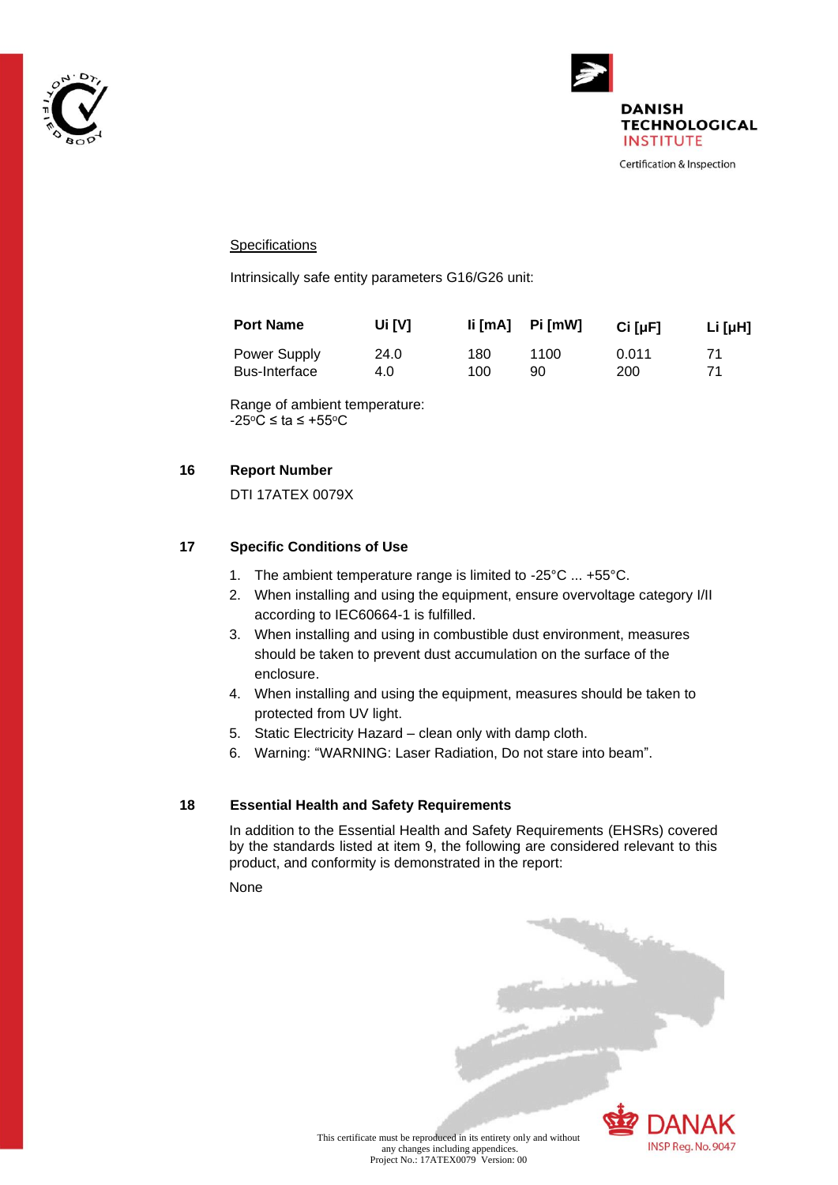Specifications

Intrinsically safe entity parameters G16/G26 unit:

| Port Name | Ui [V] | Ii [mA] | Pi [mW] | Ci [µF] | Li [µH] |
|---|---|---|---|---|---|
| Power Supply | 24.0 | 180 | 1100 | 0.011 | 71 |
| Bus-Interface | 4.0 | 100 | 90 | 200 | 71 |

Range of ambient temperature:
-25°C ≤ ta ≤ +55°C

## 16 Report Number

DTI 17ATEX 0079X

## 17 Specific Conditions of Use

1. The ambient temperature range is limited to -25°C ... +55°C.
2. When installing and using the equipment, ensure overvoltage category I/II according to IEC60664-1 is fulfilled.
3. When installing and using in combustible dust environment, measures should be taken to prevent dust accumulation on the surface of the enclosure.
4. When installing and using the equipment, measures should be taken to protected from UV light.
5. Static Electricity Hazard – clean only with damp cloth.
6. Warning: "WARNING: Laser Radiation, Do not stare into beam".

## 18 Essential Health and Safety Requirements

In addition to the Essential Health and Safety Requirements (EHSRs) covered by the standards listed at item 9, the following are considered relevant to this product, and conformity is demonstrated in the report:

None

This certificate must be reproduced in its entirety only and without any changes including appendices.
Project No.: 17ATEX0079 Version: 00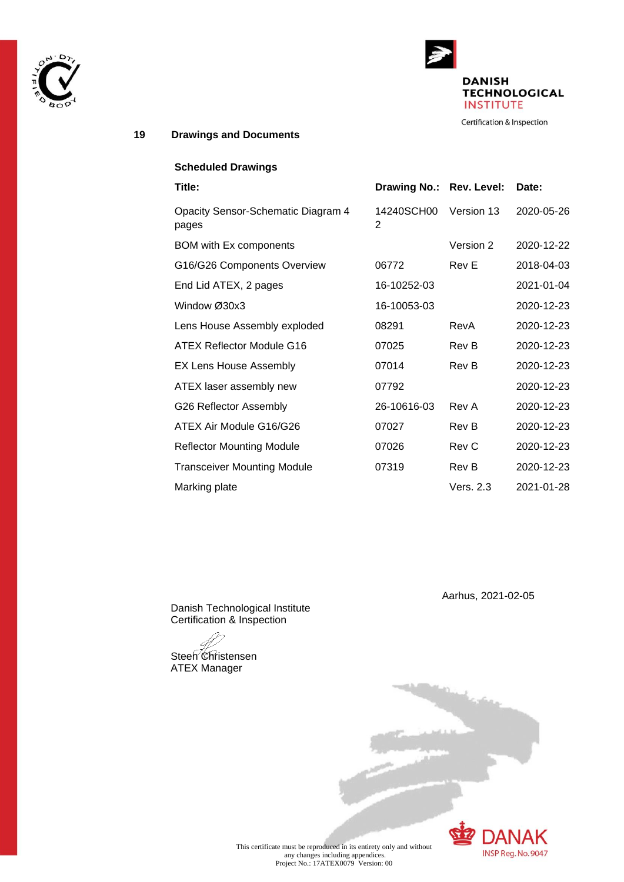## 19 Drawings and Documents

### Scheduled Drawings

| Title: | Drawing No.: | Rev. Level: | Date: |
|---|---|---|---|
| Opacity Sensor-Schematic Diagram 4 pages | 14240SCH002 | Version 13 | 2020-05-26 |
| BOM with Ex components | | Version 2 | 2020-12-22 |
| G16/G26 Components Overview | 06772 | Rev E | 2018-04-03 |
| End Lid ATEX, 2 pages | 16-10252-03 | | 2021-01-04 |
| Window Ø30x3 | 16-10053-03 | | 2020-12-23 |
| Lens House Assembly exploded | 08291 | RevA | 2020-12-23 |
| ATEX Reflector Module G16 | 07025 | Rev B | 2020-12-23 |
| EX Lens House Assembly | 07014 | Rev B | 2020-12-23 |
| ATEX laser assembly new | 07792 | | 2020-12-23 |
| G26 Reflector Assembly | 26-10616-03 | Rev A | 2020-12-23 |
| ATEX Air Module G16/G26 | 07027 | Rev B | 2020-12-23 |
| Reflector Mounting Module | 07026 | Rev C | 2020-12-23 |
| Transceiver Mounting Module | 07319 | Rev B | 2020-12-23 |
| Marking plate | | Vers. 2.3 | 2021-01-28 |

Aarhus, 2021-02-05

Danish Technological Institute
Certification & Inspection

Steen Christensen
ATEX Manager

This certificate must be reproduced in its entirety only and without any changes including appendices.
Project No.: 17ATEX0079 Version: 00